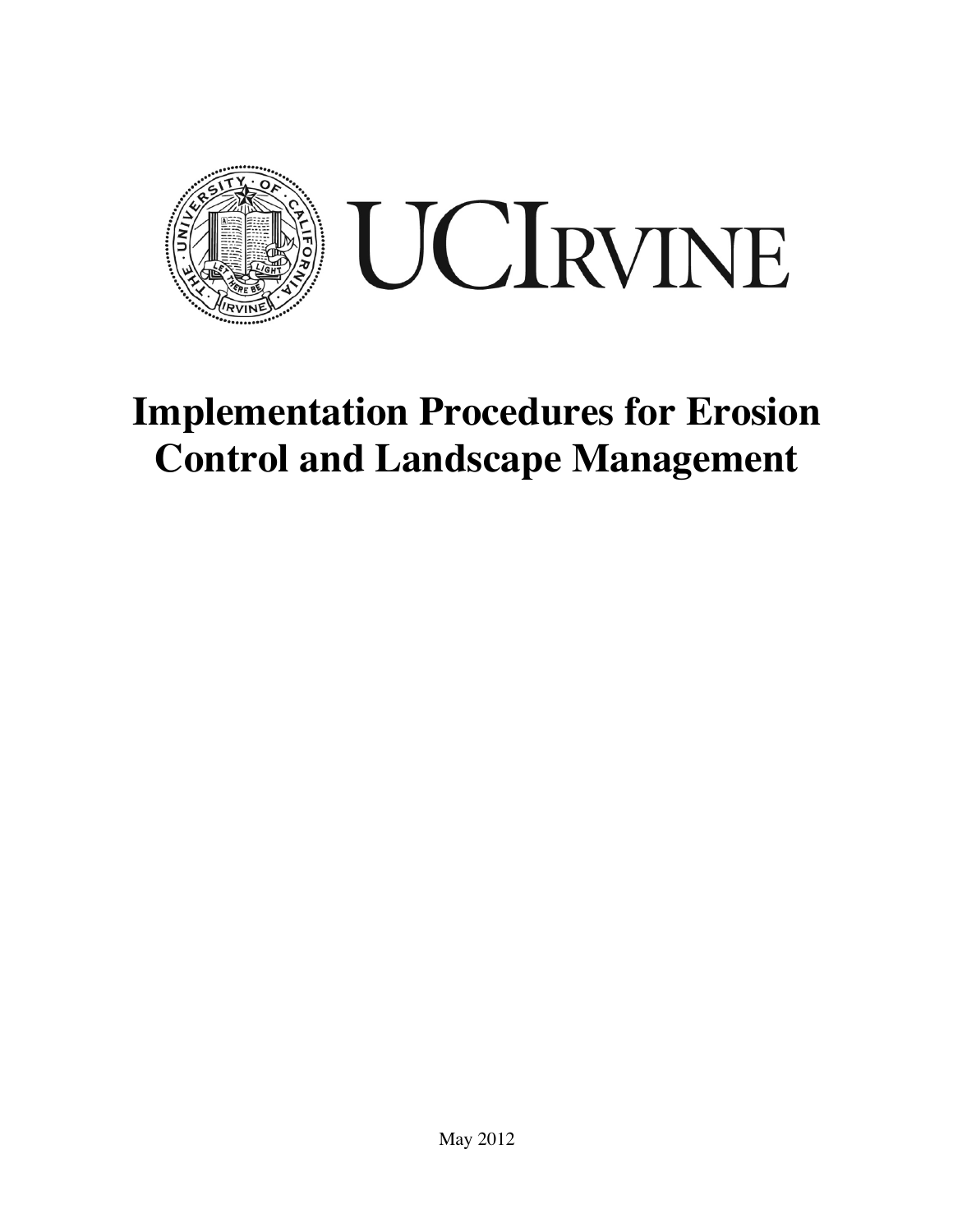UCIrvine

# Implementation Procedures for Erosion Control and Landscape Management

May 2012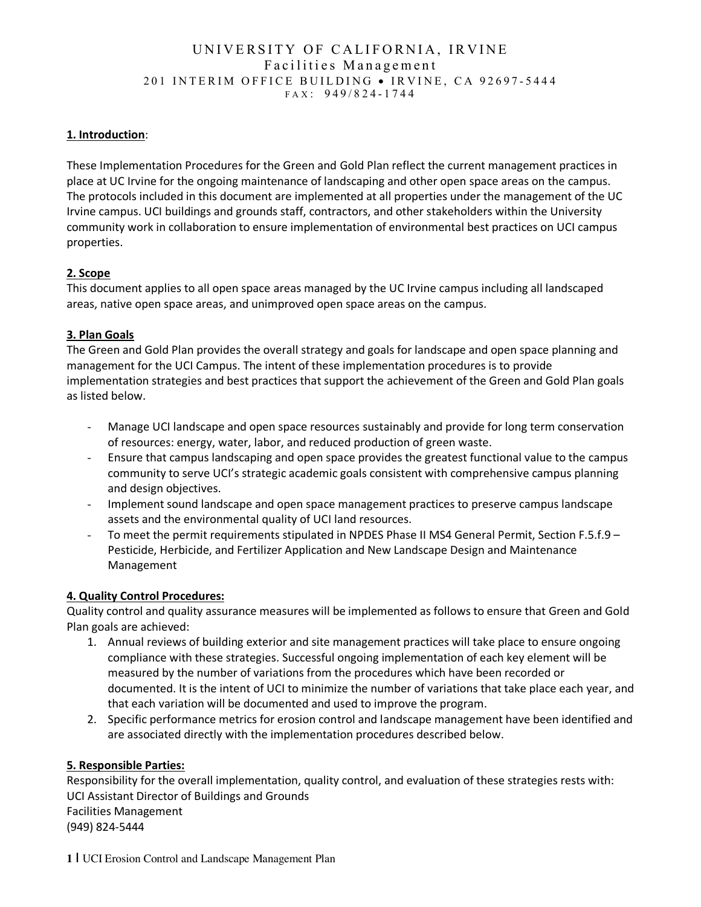UNIVERSITY OF CALIFORNIA, IRVINE
Facilities Management
201 INTERIM OFFICE BUILDING • IRVINE, CA 92697-5444
FAX: 949/824-1744

**1. Introduction**:

These Implementation Procedures for the Green and Gold Plan reflect the current management practices in place at UC Irvine for the ongoing maintenance of landscaping and other open space areas on the campus. The protocols included in this document are implemented at all properties under the management of the UC Irvine campus. UCI buildings and grounds staff, contractors, and other stakeholders within the University community work in collaboration to ensure implementation of environmental best practices on UCI campus properties.

**2. Scope**

This document applies to all open space areas managed by the UC Irvine campus including all landscaped areas, native open space areas, and unimproved open space areas on the campus.

**3. Plan Goals**

The Green and Gold Plan provides the overall strategy and goals for landscape and open space planning and management for the UCI Campus. The intent of these implementation procedures is to provide implementation strategies and best practices that support the achievement of the Green and Gold Plan goals as listed below.

- Manage UCI landscape and open space resources sustainably and provide for long term conservation of resources: energy, water, labor, and reduced production of green waste.
- Ensure that campus landscaping and open space provides the greatest functional value to the campus community to serve UCI's strategic academic goals consistent with comprehensive campus planning and design objectives.
- Implement sound landscape and open space management practices to preserve campus landscape assets and the environmental quality of UCI land resources.
- To meet the permit requirements stipulated in NPDES Phase II MS4 General Permit, Section F.5.f.9 – Pesticide, Herbicide, and Fertilizer Application and New Landscape Design and Maintenance Management

**4. Quality Control Procedures:**

Quality control and quality assurance measures will be implemented as follows to ensure that Green and Gold Plan goals are achieved:

1. Annual reviews of building exterior and site management practices will take place to ensure ongoing compliance with these strategies. Successful ongoing implementation of each key element will be measured by the number of variations from the procedures which have been recorded or documented. It is the intent of UCI to minimize the number of variations that take place each year, and that each variation will be documented and used to improve the program.
2. Specific performance metrics for erosion control and landscape management have been identified and are associated directly with the implementation procedures described below.

**5. Responsible Parties:**

Responsibility for the overall implementation, quality control, and evaluation of these strategies rests with:
UCI Assistant Director of Buildings and Grounds
Facilities Management
(949) 824-5444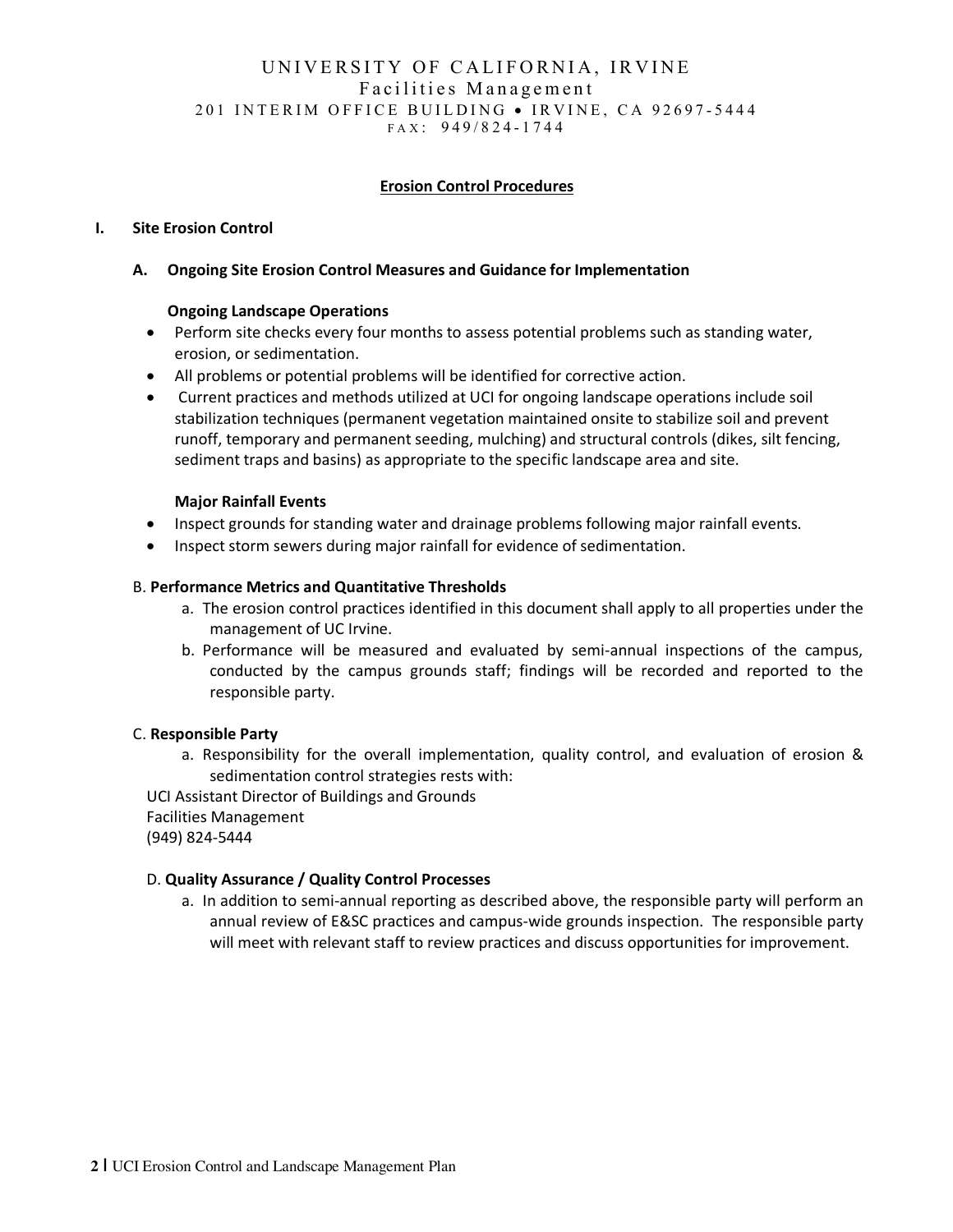UNIVERSITY OF CALIFORNIA, IRVINE
Facilities Management
201 INTERIM OFFICE BUILDING • IRVINE, CA 92697-5444
FAX: 949/824-1744

## Erosion Control Procedures

### I. Site Erosion Control

#### A. Ongoing Site Erosion Control Measures and Guidance for Implementation

**Ongoing Landscape Operations**

- Perform site checks every four months to assess potential problems such as standing water, erosion, or sedimentation.
- All problems or potential problems will be identified for corrective action.
- Current practices and methods utilized at UCI for ongoing landscape operations include soil stabilization techniques (permanent vegetation maintained onsite to stabilize soil and prevent runoff, temporary and permanent seeding, mulching) and structural controls (dikes, silt fencing, sediment traps and basins) as appropriate to the specific landscape area and site.

**Major Rainfall Events**

- Inspect grounds for standing water and drainage problems following major rainfall events.
- Inspect storm sewers during major rainfall for evidence of sedimentation.

#### B. Performance Metrics and Quantitative Thresholds

a. The erosion control practices identified in this document shall apply to all properties under the management of UC Irvine.

b. Performance will be measured and evaluated by semi-annual inspections of the campus, conducted by the campus grounds staff; findings will be recorded and reported to the responsible party.

#### C. Responsible Party

a. Responsibility for the overall implementation, quality control, and evaluation of erosion & sedimentation control strategies rests with:

UCI Assistant Director of Buildings and Grounds
Facilities Management
(949) 824-5444

#### D. Quality Assurance / Quality Control Processes

a. In addition to semi-annual reporting as described above, the responsible party will perform an annual review of E&SC practices and campus-wide grounds inspection. The responsible party will meet with relevant staff to review practices and discuss opportunities for improvement.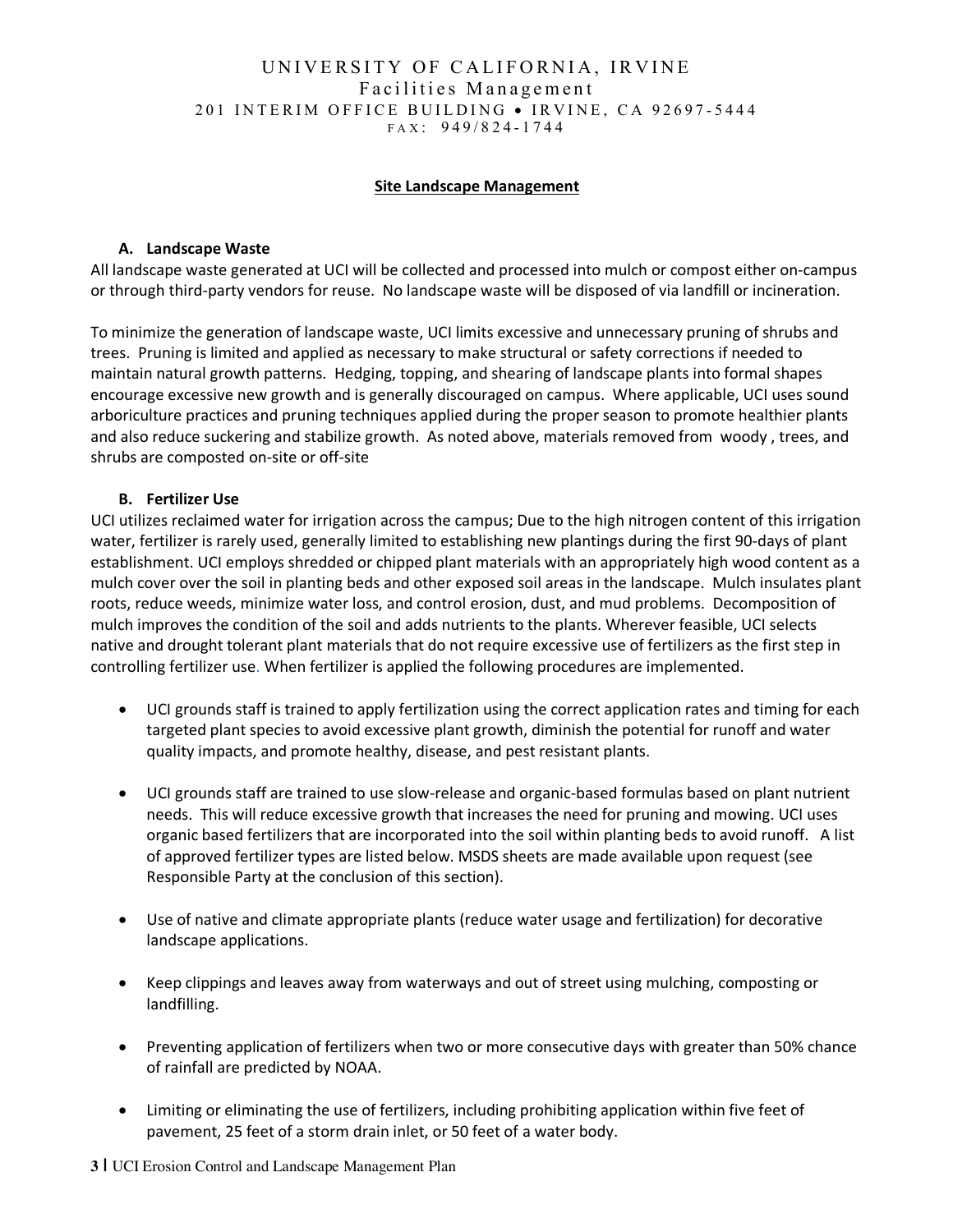UNIVERSITY OF CALIFORNIA, IRVINE
Facilities Management
201 INTERIM OFFICE BUILDING • IRVINE, CA 92697-5444
FAX: 949/824-1744

## Site Landscape Management

### A. Landscape Waste

All landscape waste generated at UCI will be collected and processed into mulch or compost either on-campus or through third-party vendors for reuse. No landscape waste will be disposed of via landfill or incineration.

To minimize the generation of landscape waste, UCI limits excessive and unnecessary pruning of shrubs and trees. Pruning is limited and applied as necessary to make structural or safety corrections if needed to maintain natural growth patterns. Hedging, topping, and shearing of landscape plants into formal shapes encourage excessive new growth and is generally discouraged on campus. Where applicable, UCI uses sound arboriculture practices and pruning techniques applied during the proper season to promote healthier plants and also reduce suckering and stabilize growth. As noted above, materials removed from woody , trees, and shrubs are composted on-site or off-site

### B. Fertilizer Use

UCI utilizes reclaimed water for irrigation across the campus; Due to the high nitrogen content of this irrigation water, fertilizer is rarely used, generally limited to establishing new plantings during the first 90-days of plant establishment. UCI employs shredded or chipped plant materials with an appropriately high wood content as a mulch cover over the soil in planting beds and other exposed soil areas in the landscape. Mulch insulates plant roots, reduce weeds, minimize water loss, and control erosion, dust, and mud problems. Decomposition of mulch improves the condition of the soil and adds nutrients to the plants. Wherever feasible, UCI selects native and drought tolerant plant materials that do not require excessive use of fertilizers as the first step in controlling fertilizer use. When fertilizer is applied the following procedures are implemented.

- UCI grounds staff is trained to apply fertilization using the correct application rates and timing for each targeted plant species to avoid excessive plant growth, diminish the potential for runoff and water quality impacts, and promote healthy, disease, and pest resistant plants.

- UCI grounds staff are trained to use slow-release and organic-based formulas based on plant nutrient needs. This will reduce excessive growth that increases the need for pruning and mowing. UCI uses organic based fertilizers that are incorporated into the soil within planting beds to avoid runoff. A list of approved fertilizer types are listed below. MSDS sheets are made available upon request (see Responsible Party at the conclusion of this section).

- Use of native and climate appropriate plants (reduce water usage and fertilization) for decorative landscape applications.

- Keep clippings and leaves away from waterways and out of street using mulching, composting or landfilling.

- Preventing application of fertilizers when two or more consecutive days with greater than 50% chance of rainfall are predicted by NOAA.

- Limiting or eliminating the use of fertilizers, including prohibiting application within five feet of pavement, 25 feet of a storm drain inlet, or 50 feet of a water body.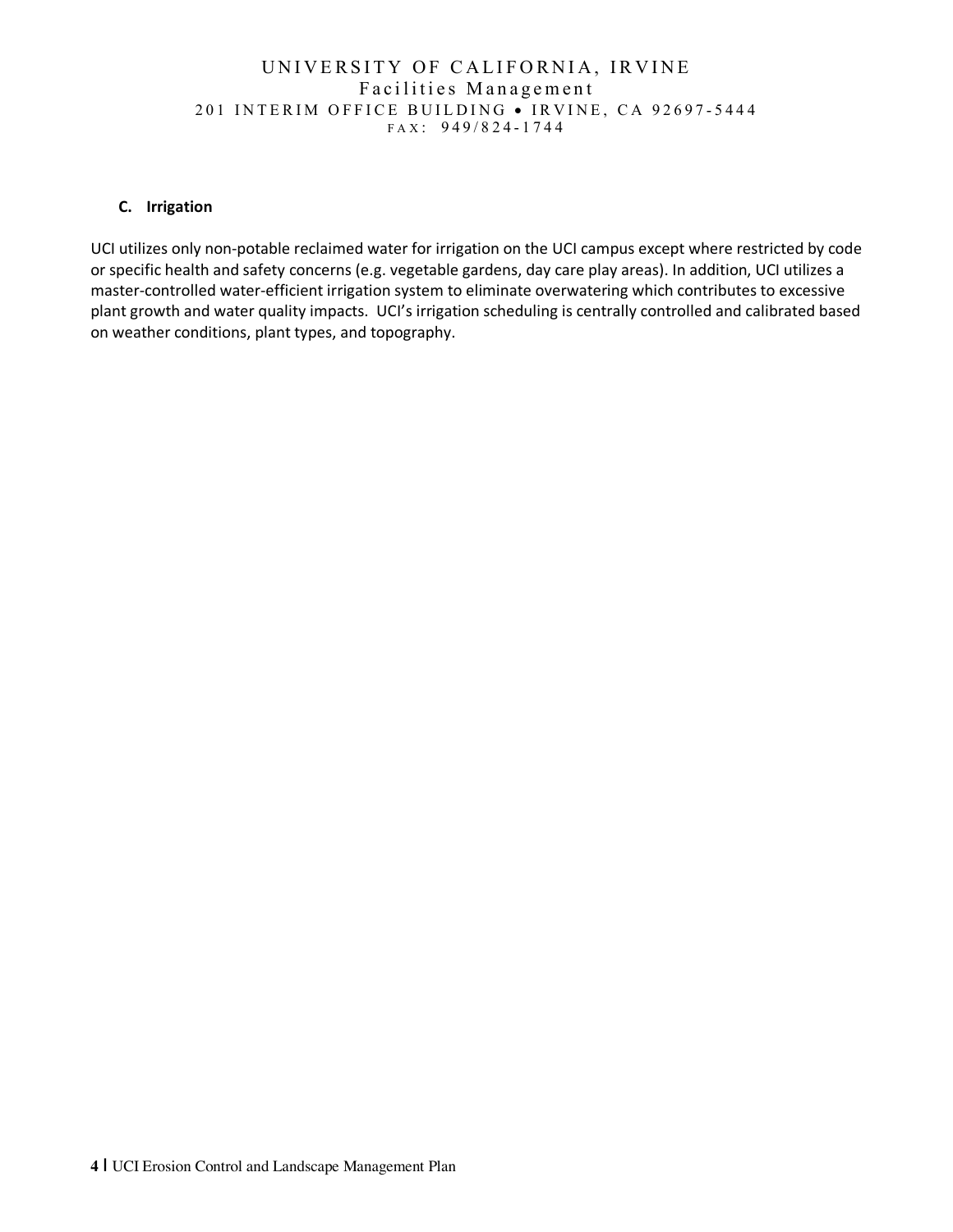### C. Irrigation

UCI utilizes only non-potable reclaimed water for irrigation on the UCI campus except where restricted by code or specific health and safety concerns (e.g. vegetable gardens, day care play areas). In addition, UCI utilizes a master-controlled water-efficient irrigation system to eliminate overwatering which contributes to excessive plant growth and water quality impacts. UCI's irrigation scheduling is centrally controlled and calibrated based on weather conditions, plant types, and topography.